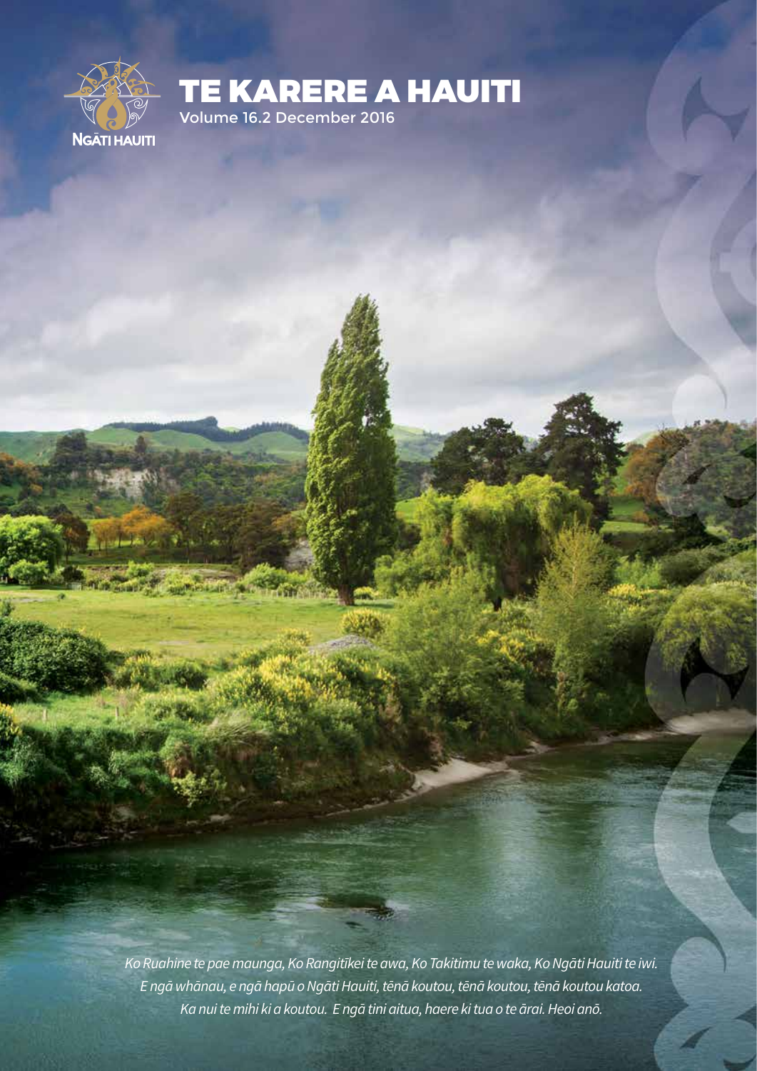NGĀTI HAUITI

# TE KARERE A HAUITI

Volume 16.2 December 2016

*Ko Ruahine te pae maunga, Ko Rangitīkei te awa, Ko Takitimu te waka, Ko Ngāti Hauiti te iwi.*
*E ngā whānau, e ngā hapū o Ngāti Hauiti, tēnā koutou, tēnā koutou, tēnā koutou katoa.*
*Ka nui te mihi ki a koutou. E ngā tini aitua, haere ki tua o te ārai. Heoi anō.*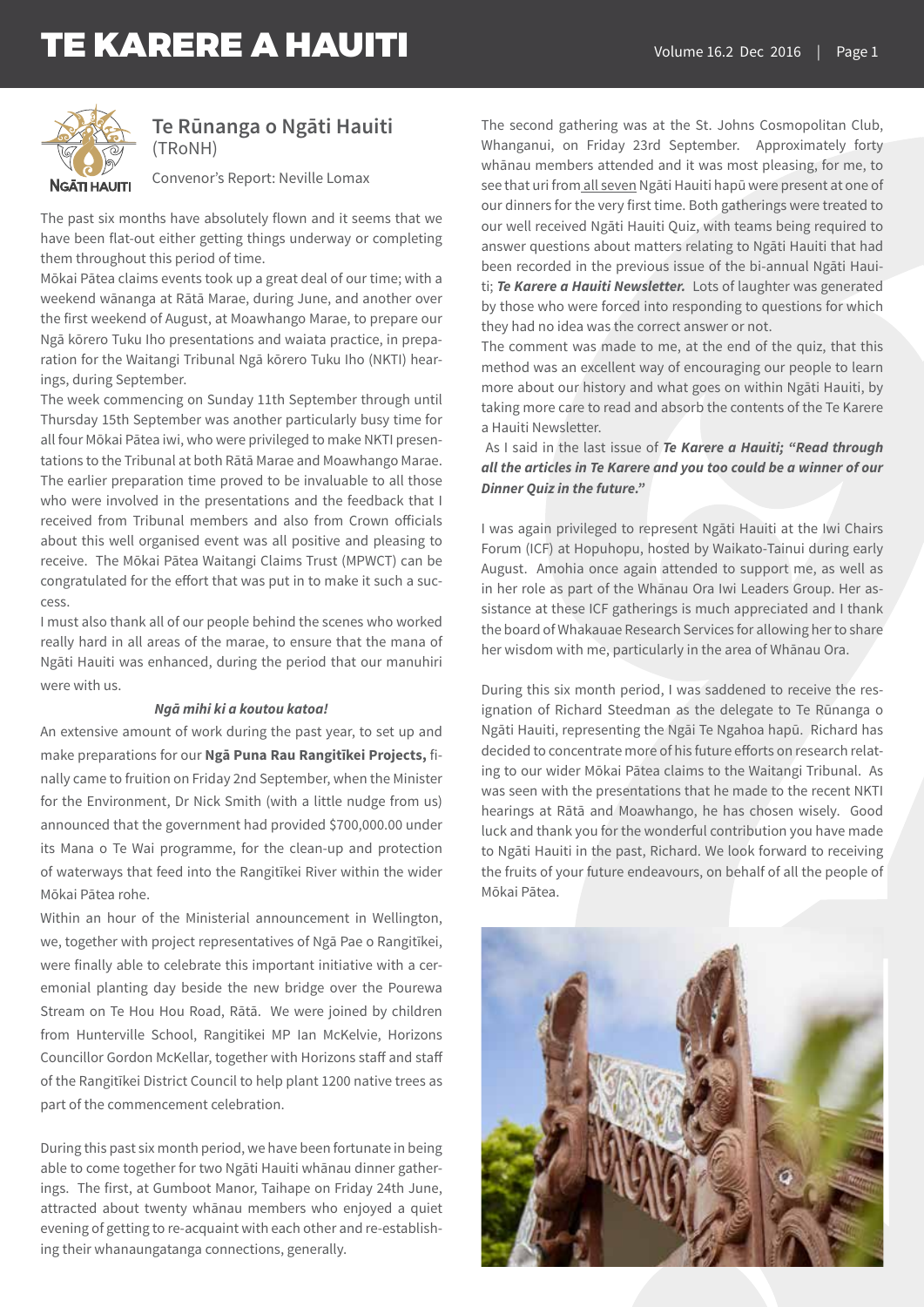## Te Rūnanga o Ngāti Hauiti (TRoNH)

Convenor's Report: Neville Lomax

The past six months have absolutely flown and it seems that we have been flat-out either getting things underway or completing them throughout this period of time.

Mōkai Pātea claims events took up a great deal of our time; with a weekend wānanga at Rātā Marae, during June, and another over the first weekend of August, at Moawhango Marae, to prepare our Ngā kōrero Tuku Iho presentations and waiata practice, in preparation for the Waitangi Tribunal Ngā kōrero Tuku Iho (NKTI) hearings, during September.

The week commencing on Sunday 11th September through until Thursday 15th September was another particularly busy time for all four Mōkai Pātea iwi, who were privileged to make NKTI presentations to the Tribunal at both Rātā Marae and Moawhango Marae. The earlier preparation time proved to be invaluable to all those who were involved in the presentations and the feedback that I received from Tribunal members and also from Crown officials about this well organised event was all positive and pleasing to receive. The Mōkai Pātea Waitangi Claims Trust (MPWCT) can be congratulated for the effort that was put in to make it such a success.

I must also thank all of our people behind the scenes who worked really hard in all areas of the marae, to ensure that the mana of Ngāti Hauiti was enhanced, during the period that our manuhiri were with us.

***Ngā mihi ki a koutou katoa!***

An extensive amount of work during the past year, to set up and make preparations for our **Ngā Puna Rau Rangitīkei Projects,** finally came to fruition on Friday 2nd September, when the Minister for the Environment, Dr Nick Smith (with a little nudge from us) announced that the government had provided $700,000.00 under its Mana o Te Wai programme, for the clean-up and protection of waterways that feed into the Rangitīkei River within the wider Mōkai Pātea rohe.

Within an hour of the Ministerial announcement in Wellington, we, together with project representatives of Ngā Pae o Rangitīkei, were finally able to celebrate this important initiative with a ceremonial planting day beside the new bridge over the Pourewa Stream on Te Hou Hou Road, Rātā. We were joined by children from Hunterville School, Rangitikei MP Ian McKelvie, Horizons Councillor Gordon McKellar, together with Horizons staff and staff of the Rangitīkei District Council to help plant 1200 native trees as part of the commencement celebration.

During this past six month period, we have been fortunate in being able to come together for two Ngāti Hauiti whānau dinner gatherings. The first, at Gumboot Manor, Taihape on Friday 24th June, attracted about twenty whānau members who enjoyed a quiet evening of getting to re-acquaint with each other and re-establishing their whanaungatanga connections, generally.

The second gathering was at the St. Johns Cosmopolitan Club, Whanganui, on Friday 23rd September. Approximately forty whānau members attended and it was most pleasing, for me, to see that uri from all seven Ngāti Hauiti hapū were present at one of our dinners for the very first time. Both gatherings were treated to our well received Ngāti Hauiti Quiz, with teams being required to answer questions about matters relating to Ngāti Hauiti that had been recorded in the previous issue of the bi-annual Ngāti Hauiti; ***Te Karere a Hauiti Newsletter.*** Lots of laughter was generated by those who were forced into responding to questions for which they had no idea was the correct answer or not.

The comment was made to me, at the end of the quiz, that this method was an excellent way of encouraging our people to learn more about our history and what goes on within Ngāti Hauiti, by taking more care to read and absorb the contents of the Te Karere a Hauiti Newsletter.

As I said in the last issue of ***Te Karere a Hauiti; "Read through all the articles in Te Karere and you too could be a winner of our Dinner Quiz in the future."***

I was again privileged to represent Ngāti Hauiti at the Iwi Chairs Forum (ICF) at Hopuhopu, hosted by Waikato-Tainui during early August. Amohia once again attended to support me, as well as in her role as part of the Whānau Ora Iwi Leaders Group. Her assistance at these ICF gatherings is much appreciated and I thank the board of Whakauae Research Services for allowing her to share her wisdom with me, particularly in the area of Whānau Ora.

During this six month period, I was saddened to receive the resignation of Richard Steedman as the delegate to Te Rūnanga o Ngāti Hauiti, representing the Ngāi Te Ngahoa hapū. Richard has decided to concentrate more of his future efforts on research relating to our wider Mōkai Pātea claims to the Waitangi Tribunal. As was seen with the presentations that he made to the recent NKTI hearings at Rātā and Moawhango, he has chosen wisely. Good luck and thank you for the wonderful contribution you have made to Ngāti Hauiti in the past, Richard. We look forward to receiving the fruits of your future endeavours, on behalf of all the people of Mōkai Pātea.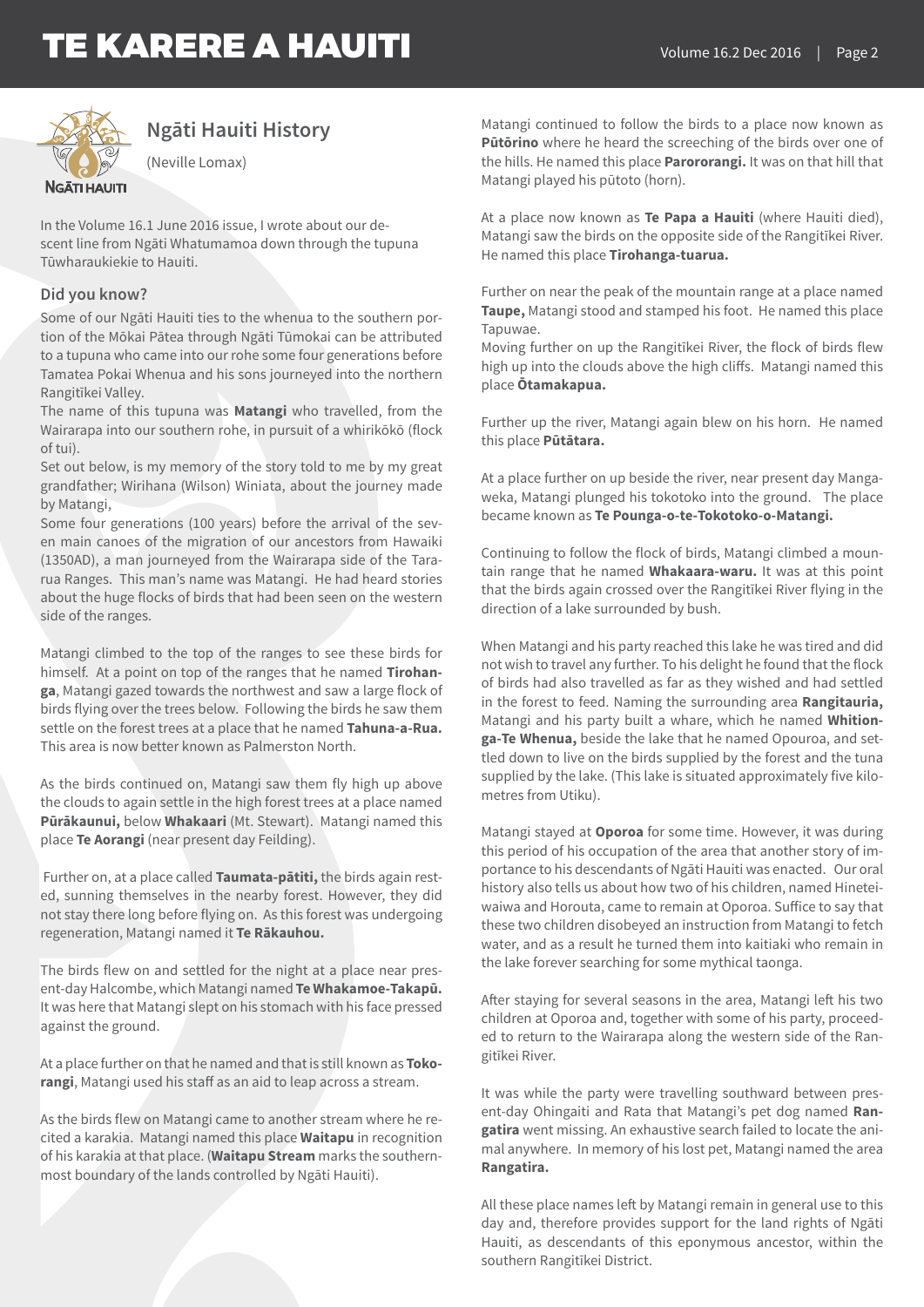## Ngāti Hauiti History

(Neville Lomax)

In the Volume 16.1 June 2016 issue, I wrote about our descent line from Ngāti Whatumamoa down through the tupuna Tūwharaukiekie to Hauiti.

### Did you know?

Some of our Ngāti Hauiti ties to the whenua to the southern portion of the Mōkai Pātea through Ngāti Tūmokai can be attributed to a tupuna who came into our rohe some four generations before Tamatea Pokai Whenua and his sons journeyed into the northern Rangitīkei Valley.

The name of this tupuna was **Matangi** who travelled, from the Wairarapa into our southern rohe, in pursuit of a whirikōkō (flock of tui).

Set out below, is my memory of the story told to me by my great grandfather; Wirihana (Wilson) Winiata, about the journey made by Matangi,

Some four generations (100 years) before the arrival of the seven main canoes of the migration of our ancestors from Hawaiki (1350AD), a man journeyed from the Wairarapa side of the Tararua Ranges. This man's name was Matangi. He had heard stories about the huge flocks of birds that had been seen on the western side of the ranges.

Matangi climbed to the top of the ranges to see these birds for himself. At a point on top of the ranges that he named **Tirohanga**, Matangi gazed towards the northwest and saw a large flock of birds flying over the trees below. Following the birds he saw them settle on the forest trees at a place that he named **Tahuna-a-Rua.** This area is now better known as Palmerston North.

As the birds continued on, Matangi saw them fly high up above the clouds to again settle in the high forest trees at a place named **Pūrākaunui,** below **Whakaari** (Mt. Stewart). Matangi named this place **Te Aorangi** (near present day Feilding).

Further on, at a place called **Taumata-pātiti,** the birds again rested, sunning themselves in the nearby forest. However, they did not stay there long before flying on. As this forest was undergoing regeneration, Matangi named it **Te Rākauhou.**

The birds flew on and settled for the night at a place near present-day Halcombe, which Matangi named **Te Whakamoe-Takapū.** It was here that Matangi slept on his stomach with his face pressed against the ground.

At a place further on that he named and that is still known as **Tokorangi**, Matangi used his staff as an aid to leap across a stream.

As the birds flew on Matangi came to another stream where he recited a karakia. Matangi named this place **Waitapu** in recognition of his karakia at that place. (**Waitapu Stream** marks the southernmost boundary of the lands controlled by Ngāti Hauiti).

Matangi continued to follow the birds to a place now known as **Pūtōrino** where he heard the screeching of the birds over one of the hills. He named this place **Parororangi.** It was on that hill that Matangi played his pūtoto (horn).

At a place now known as **Te Papa a Hauiti** (where Hauiti died), Matangi saw the birds on the opposite side of the Rangitīkei River. He named this place **Tirohanga-tuarua.**

Further on near the peak of the mountain range at a place named **Taupe,** Matangi stood and stamped his foot. He named this place Tapuwae.

Moving further on up the Rangitīkei River, the flock of birds flew high up into the clouds above the high cliffs. Matangi named this place **Ōtamakapua.**

Further up the river, Matangi again blew on his horn. He named this place **Pūtātara.**

At a place further on up beside the river, near present day Mangaweka, Matangi plunged his tokotoko into the ground. The place became known as **Te Pounga-o-te-Tokotoko-o-Matangi.**

Continuing to follow the flock of birds, Matangi climbed a mountain range that he named **Whakaara-waru.** It was at this point that the birds again crossed over the Rangitīkei River flying in the direction of a lake surrounded by bush.

When Matangi and his party reached this lake he was tired and did not wish to travel any further. To his delight he found that the flock of birds had also travelled as far as they wished and had settled in the forest to feed. Naming the surrounding area **Rangitauria,** Matangi and his party built a whare, which he named **Whitionga-Te Whenua,** beside the lake that he named Opouroa, and settled down to live on the birds supplied by the forest and the tuna supplied by the lake. (This lake is situated approximately five kilometres from Utiku).

Matangi stayed at **Oporoa** for some time. However, it was during this period of his occupation of the area that another story of importance to his descendants of Ngāti Hauiti was enacted. Our oral history also tells us about how two of his children, named Hineteiwaiwa and Horouta, came to remain at Oporoa. Suffice to say that these two children disobeyed an instruction from Matangi to fetch water, and as a result he turned them into kaitiaki who remain in the lake forever searching for some mythical taonga.

After staying for several seasons in the area, Matangi left his two children at Oporoa and, together with some of his party, proceeded to return to the Wairarapa along the western side of the Rangitīkei River.

It was while the party were travelling southward between present-day Ohingaiti and Rata that Matangi's pet dog named **Rangatira** went missing. An exhaustive search failed to locate the animal anywhere. In memory of his lost pet, Matangi named the area **Rangatira.**

All these place names left by Matangi remain in general use to this day and, therefore provides support for the land rights of Ngāti Hauiti, as descendants of this eponymous ancestor, within the southern Rangitīkei District.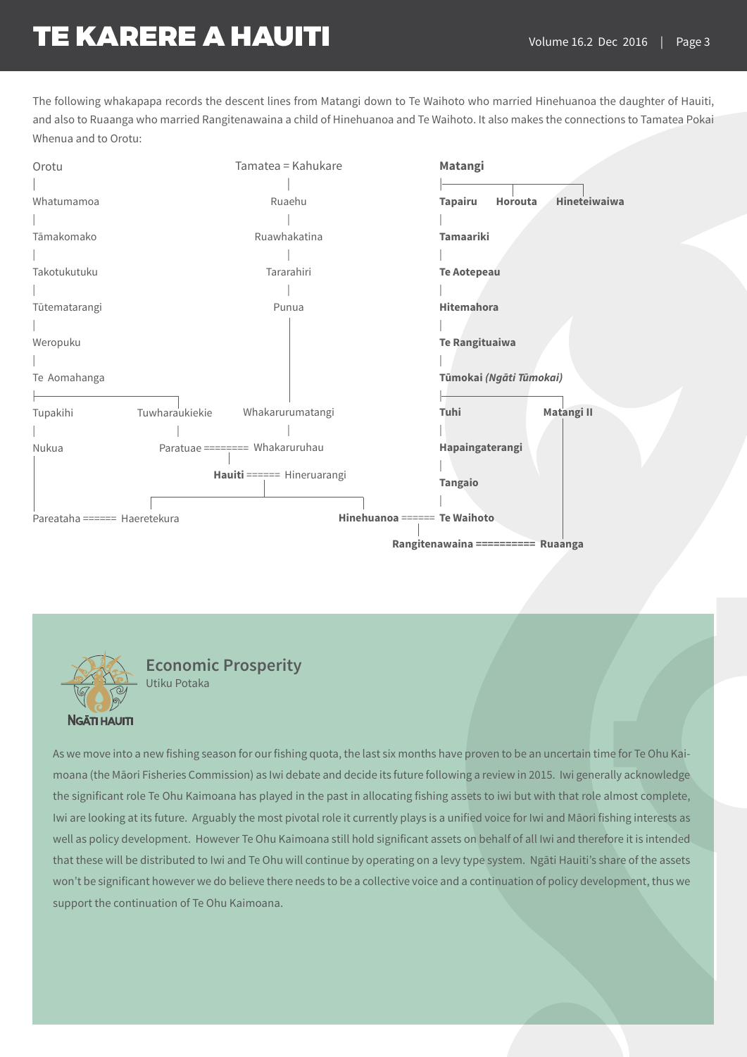The following whakapapa records the descent lines from Matangi down to Te Waihoto who married Hinehuanoa the daughter of Hauiti, and also to Ruaanga who married Rangitenawaina a child of Hinehuanoa and Te Waihoto. It also makes the connections to Tamatea Pokai Whenua and to Orotu:

```
Orotu                                  Tamatea = Kahukare                Matangi
|                                              |                         |--------------------------------
Whatumamoa                                   Ruaehu                      Tapairu     Horouta     Hineteiwaiwa
|                                              |                         |
Tāmakomako                                 Ruawhakatina                  Tamaariki
|                                              |                         |
Takotukutuku                                 Tararahiri                  Te Aotepeau
|                                              |                         |
Tūtematarangi                                  Punua                     Hitemahora
|                                              |                         |
Weropuku                                       |                         Te Rangituaiwa
|                                              |                         |
Te Aomahanga                                   |                         Tūmokai (Ngāti Tūmokai)
|------------------------                      |                         |----------------------
Tupakihi            Tuwharaukiekie       Whakarurumatangi                Tuhi                  Matangi II
|                         |                    |                         |                      |
Nukua               Paratuae ======== Whakaruruhau                       Hapaingaterangi        |
|                               |                                        |                      |
|                  Hauiti ====== Hineruarangi                            Tangaio                |
|                  -------------------------------                       |                      |
Pareataha ====== Haeretekura                    Hinehuanoa ====== Te Waihoto                    |
                                                                 |                              |
                                                  Rangitenawaina ========== Ruaanga
```

## Economic Prosperity

Utiku Potaka

NGĀTI HAUITI

As we move into a new fishing season for our fishing quota, the last six months have proven to be an uncertain time for Te Ohu Kaimoana (the Māori Fisheries Commission) as Iwi debate and decide its future following a review in 2015. Iwi generally acknowledge the significant role Te Ohu Kaimoana has played in the past in allocating fishing assets to iwi but with that role almost complete, Iwi are looking at its future. Arguably the most pivotal role it currently plays is a unified voice for Iwi and Māori fishing interests as well as policy development. However Te Ohu Kaimoana still hold significant assets on behalf of all Iwi and therefore it is intended that these will be distributed to Iwi and Te Ohu will continue by operating on a levy type system. Ngāti Hauiti's share of the assets won't be significant however we do believe there needs to be a collective voice and a continuation of policy development, thus we support the continuation of Te Ohu Kaimoana.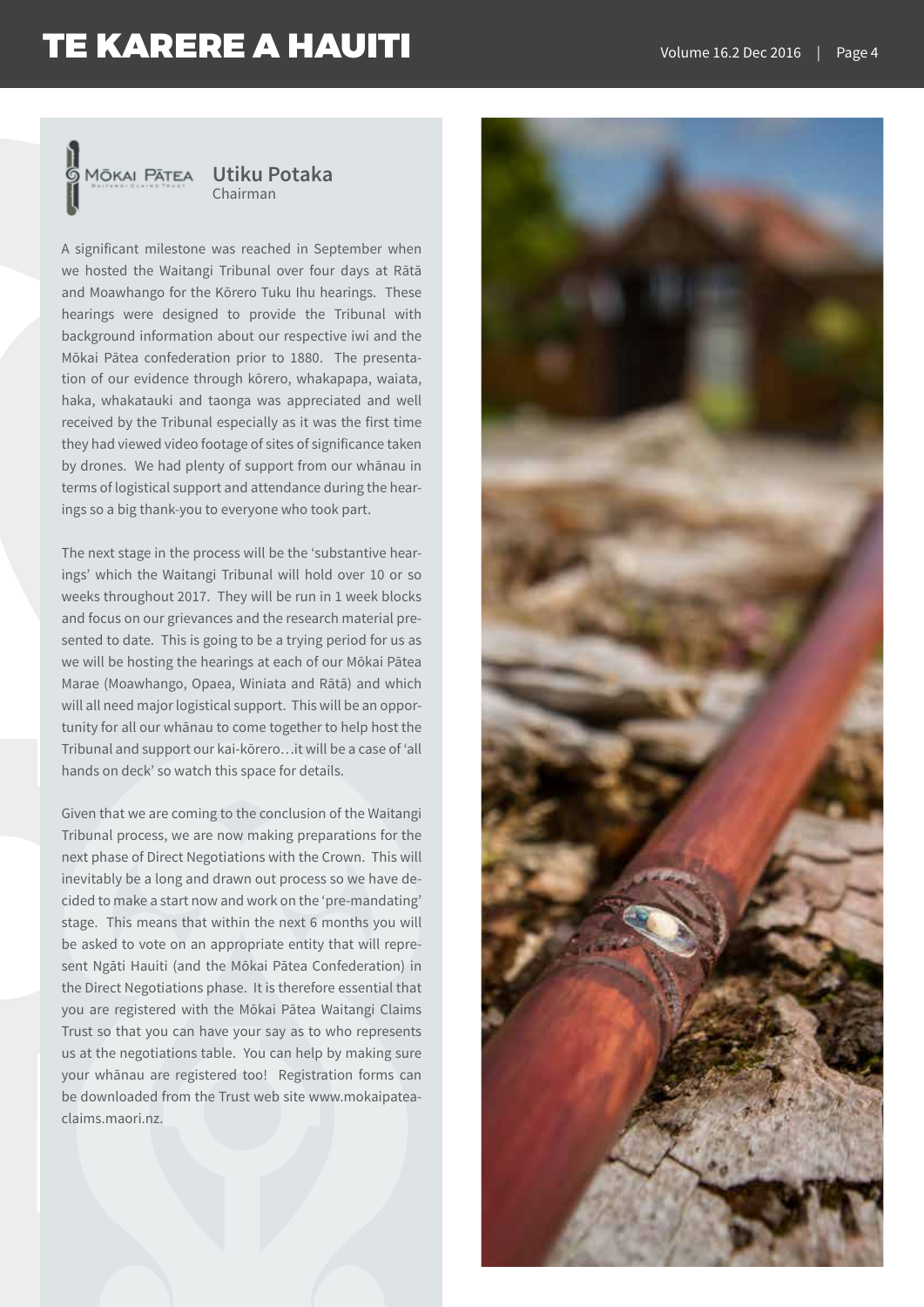MŌKAI PĀTEA

## Utiku Potaka

Chairman

A significant milestone was reached in September when we hosted the Waitangi Tribunal over four days at Rātā and Moawhango for the Kōrero Tuku Ihu hearings. These hearings were designed to provide the Tribunal with background information about our respective iwi and the Mōkai Pātea confederation prior to 1880. The presentation of our evidence through kōrero, whakapapa, waiata, haka, whakatauki and taonga was appreciated and well received by the Tribunal especially as it was the first time they had viewed video footage of sites of significance taken by drones. We had plenty of support from our whānau in terms of logistical support and attendance during the hearings so a big thank-you to everyone who took part.

The next stage in the process will be the 'substantive hearings' which the Waitangi Tribunal will hold over 10 or so weeks throughout 2017. They will be run in 1 week blocks and focus on our grievances and the research material presented to date. This is going to be a trying period for us as we will be hosting the hearings at each of our Mōkai Pātea Marae (Moawhango, Opaea, Winiata and Rātā) and which will all need major logistical support. This will be an opportunity for all our whānau to come together to help host the Tribunal and support our kai-kōrero…it will be a case of 'all hands on deck' so watch this space for details.

Given that we are coming to the conclusion of the Waitangi Tribunal process, we are now making preparations for the next phase of Direct Negotiations with the Crown. This will inevitably be a long and drawn out process so we have decided to make a start now and work on the 'pre-mandating' stage. This means that within the next 6 months you will be asked to vote on an appropriate entity that will represent Ngāti Hauiti (and the Mōkai Pātea Confederation) in the Direct Negotiations phase. It is therefore essential that you are registered with the Mōkai Pātea Waitangi Claims Trust so that you can have your say as to who represents us at the negotiations table. You can help by making sure your whānau are registered too! Registration forms can be downloaded from the Trust web site www.mokaipatea-claims.maori.nz.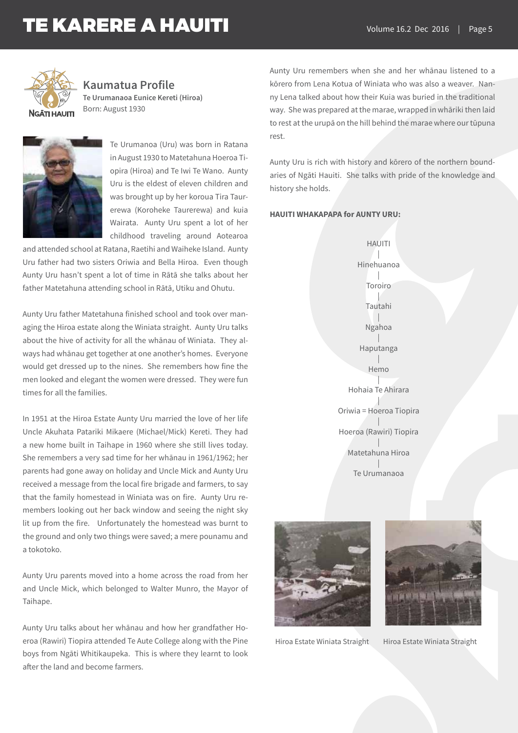## Kaumatua Profile

**Te Urumanaoa Eunice Kereti (Hiroa)**
Born: August 1930

Te Urumanoa (Uru) was born in Ratana in August 1930 to Matetahuna Hoeroa Tiopira (Hiroa) and Te Iwi Te Wano. Aunty Uru is the eldest of eleven children and was brought up by her koroua Tira Taurerewa (Koroheke Taurerewa) and kuia Wairata. Aunty Uru spent a lot of her childhood traveling around Aotearoa and attended school at Ratana, Raetihi and Waiheke Island. Aunty Uru father had two sisters Oriwia and Bella Hiroa. Even though Aunty Uru hasn't spent a lot of time in Rātā she talks about her father Matetahuna attending school in Rātā, Utiku and Ohutu.

Aunty Uru father Matetahuna finished school and took over managing the Hiroa estate along the Winiata straight. Aunty Uru talks about the hive of activity for all the whānau of Winiata. They always had whānau get together at one another's homes. Everyone would get dressed up to the nines. She remembers how fine the men looked and elegant the women were dressed. They were fun times for all the families.

In 1951 at the Hiroa Estate Aunty Uru married the love of her life Uncle Akuhata Patariki Mikaere (Michael/Mick) Kereti. They had a new home built in Taihape in 1960 where she still lives today. She remembers a very sad time for her whānau in 1961/1962; her parents had gone away on holiday and Uncle Mick and Aunty Uru received a message from the local fire brigade and farmers, to say that the family homestead in Winiata was on fire. Aunty Uru remembers looking out her back window and seeing the night sky lit up from the fire. Unfortunately the homestead was burnt to the ground and only two things were saved; a mere pounamu and a tokotoko.

Aunty Uru parents moved into a home across the road from her and Uncle Mick, which belonged to Walter Munro, the Mayor of Taihape.

Aunty Uru talks about her whānau and how her grandfather Hoeroa (Rawiri) Tiopira attended Te Aute College along with the Pine boys from Ngāti Whitikaupeka. This is where they learnt to look after the land and become farmers.

Aunty Uru remembers when she and her whānau listened to a kōrero from Lena Kotua of Winiata who was also a weaver. Nanny Lena talked about how their Kuia was buried in the traditional way. She was prepared at the marae, wrapped in whāriki then laid to rest at the urupā on the hill behind the marae where our tūpuna rest.

Aunty Uru is rich with history and kōrero of the northern boundaries of Ngāti Hauiti. She talks with pride of the knowledge and history she holds.

**HAUITI WHAKAPAPA for AUNTY URU:**

HAUITI
|
Hinehuanoa
|
Toroiro
|
Tautahi
|
Ngahoa
|
Haputanga
|
Hemo
|
Hohaia Te Ahirara
|
Oriwia = Hoeroa Tiopira
|
Hoeroa (Rawiri) Tiopira
|
Matetahuna Hiroa
|
Te Urumanaoa

Hiroa Estate Winiata Straight

Hiroa Estate Winiata Straight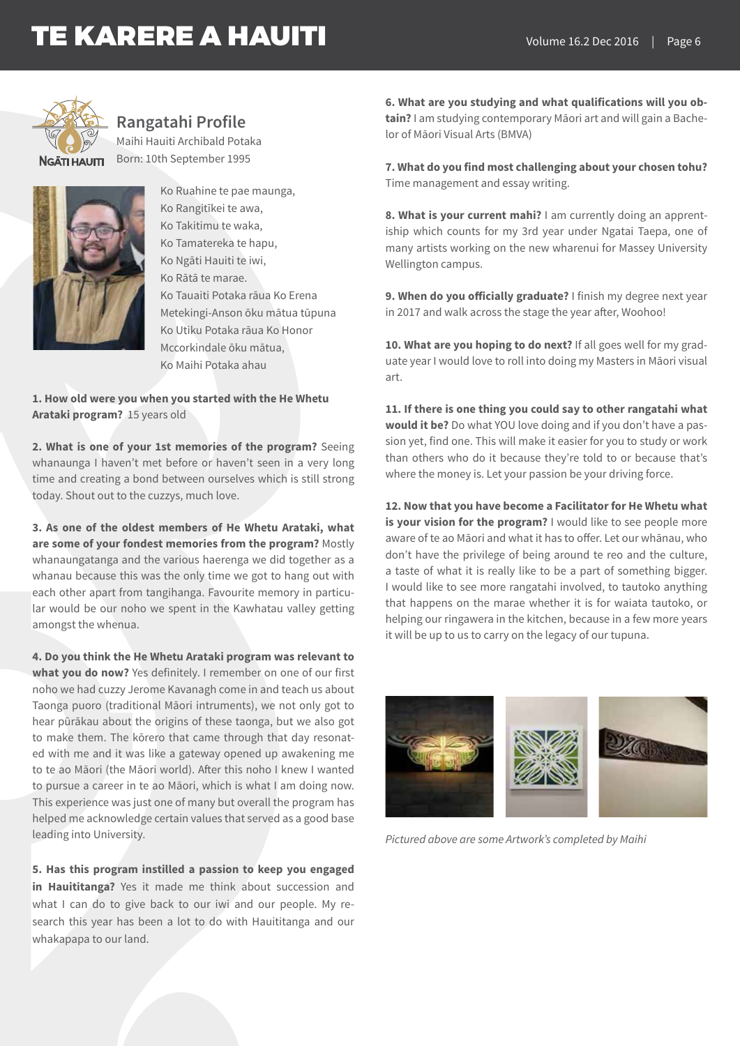## Rangatahi Profile

Maihi Hauiti Archibald Potaka
Born: 10th September 1995

Ko Ruahine te pae maunga,
Ko Rangitīkei te awa,
Ko Takitimu te waka,
Ko Tamatereka te hapu,
Ko Ngāti Hauiti te iwi,
Ko Rātā te marae.
Ko Tauaiti Potaka rāua Ko Erena Metekingi-Anson ōku mātua tūpuna
Ko Utiku Potaka rāua Ko Honor Mccorkindale ōku mātua,
Ko Maihi Potaka ahau

**1. How old were you when you started with the He Whetu Arataki program?** 15 years old

**2. What is one of your 1st memories of the program?** Seeing whanaunga I haven't met before or haven't seen in a very long time and creating a bond between ourselves which is still strong today. Shout out to the cuzzys, much love.

**3. As one of the oldest members of He Whetu Arataki, what are some of your fondest memories from the program?** Mostly whanaungatanga and the various haerenga we did together as a whanau because this was the only time we got to hang out with each other apart from tangihanga. Favourite memory in particular would be our noho we spent in the Kawhatau valley getting amongst the whenua.

**4. Do you think the He Whetu Arataki program was relevant to what you do now?** Yes definitely. I remember on one of our first noho we had cuzzy Jerome Kavanagh come in and teach us about Taonga puoro (traditional Māori intruments), we not only got to hear pūrākau about the origins of these taonga, but we also got to make them. The kōrero that came through that day resonated with me and it was like a gateway opened up awakening me to te ao Māori (the Māori world). After this noho I knew I wanted to pursue a career in te ao Māori, which is what I am doing now. This experience was just one of many but overall the program has helped me acknowledge certain values that served as a good base leading into University.

**5. Has this program instilled a passion to keep you engaged in Hauititanga?** Yes it made me think about succession and what I can do to give back to our iwi and our people. My research this year has been a lot to do with Hauititanga and our whakapapa to our land.

**6. What are you studying and what qualifications will you obtain?** I am studying contemporary Māori art and will gain a Bachelor of Māori Visual Arts (BMVA)

**7. What do you find most challenging about your chosen tohu?** Time management and essay writing.

**8. What is your current mahi?** I am currently doing an apprentiship which counts for my 3rd year under Ngatai Taepa, one of many artists working on the new wharenui for Massey University Wellington campus.

**9. When do you officially graduate?** I finish my degree next year in 2017 and walk across the stage the year after, Woohoo!

**10. What are you hoping to do next?** If all goes well for my graduate year I would love to roll into doing my Masters in Māori visual art.

**11. If there is one thing you could say to other rangatahi what would it be?** Do what YOU love doing and if you don't have a passion yet, find one. This will make it easier for you to study or work than others who do it because they're told to or because that's where the money is. Let your passion be your driving force.

**12. Now that you have become a Facilitator for He Whetu what is your vision for the program?** I would like to see people more aware of te ao Māori and what it has to offer. Let our whānau, who don't have the privilege of being around te reo and the culture, a taste of what it is really like to be a part of something bigger. I would like to see more rangatahi involved, to tautoko anything that happens on the marae whether it is for waiata tautoko, or helping our ringawera in the kitchen, because in a few more years it will be up to us to carry on the legacy of our tupuna.

*Pictured above are some Artwork's completed by Maihi*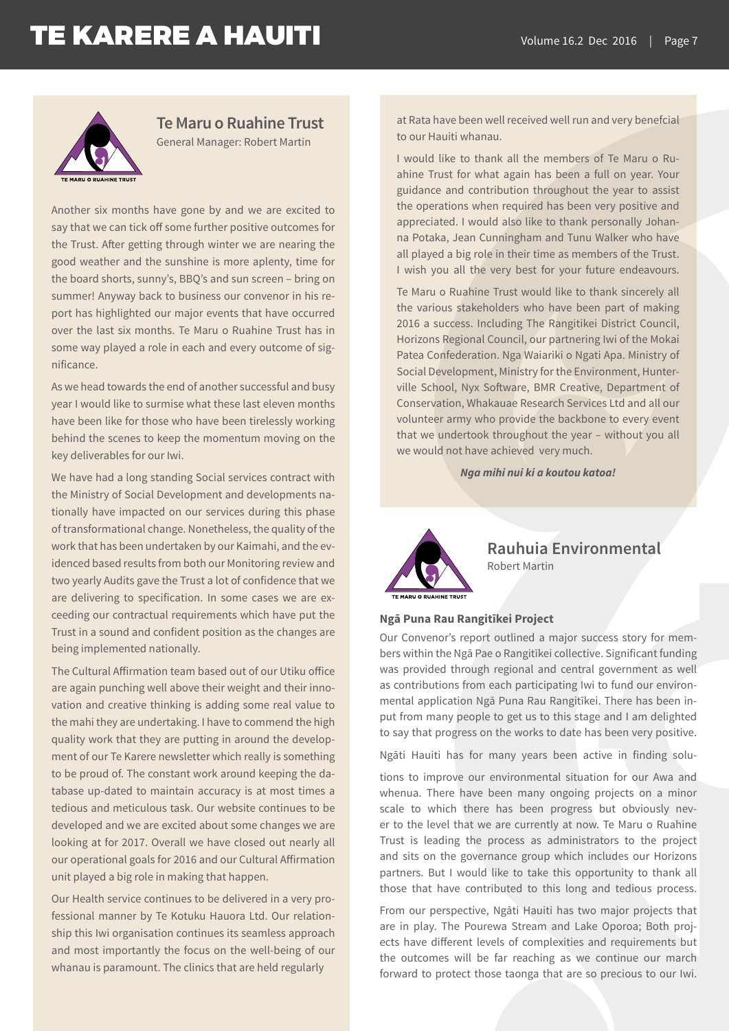## Te Maru o Ruahine Trust

General Manager: Robert Martin

Another six months have gone by and we are excited to say that we can tick off some further positive outcomes for the Trust. After getting through winter we are nearing the good weather and the sunshine is more aplenty, time for the board shorts, sunny's, BBQ's and sun screen – bring on summer! Anyway back to business our convenor in his report has highlighted our major events that have occurred over the last six months. Te Maru o Ruahine Trust has in some way played a role in each and every outcome of significance.

As we head towards the end of another successful and busy year I would like to surmise what these last eleven months have been like for those who have been tirelessly working behind the scenes to keep the momentum moving on the key deliverables for our Iwi.

We have had a long standing Social services contract with the Ministry of Social Development and developments nationally have impacted on our services during this phase of transformational change. Nonetheless, the quality of the work that has been undertaken by our Kaimahi, and the evidenced based results from both our Monitoring review and two yearly Audits gave the Trust a lot of confidence that we are delivering to specification. In some cases we are exceeding our contractual requirements which have put the Trust in a sound and confident position as the changes are being implemented nationally.

The Cultural Affirmation team based out of our Utiku office are again punching well above their weight and their innovation and creative thinking is adding some real value to the mahi they are undertaking. I have to commend the high quality work that they are putting in around the development of our Te Karere newsletter which really is something to be proud of. The constant work around keeping the database up-dated to maintain accuracy is at most times a tedious and meticulous task. Our website continues to be developed and we are excited about some changes we are looking at for 2017. Overall we have closed out nearly all our operational goals for 2016 and our Cultural Affirmation unit played a big role in making that happen.

Our Health service continues to be delivered in a very professional manner by Te Kotuku Hauora Ltd. Our relationship this Iwi organisation continues its seamless approach and most importantly the focus on the well-being of our whanau is paramount. The clinics that are held regularly at Rata have been well received well run and very benefcial to our Hauiti whanau.

I would like to thank all the members of Te Maru o Ruahine Trust for what again has been a full on year. Your guidance and contribution throughout the year to assist the operations when required has been very positive and appreciated. I would also like to thank personally Johanna Potaka, Jean Cunningham and Tunu Walker who have all played a big role in their time as members of the Trust. I wish you all the very best for your future endeavours.

Te Maru o Ruahine Trust would like to thank sincerely all the various stakeholders who have been part of making 2016 a success. Including The Rangitikei District Council, Horizons Regional Council, our partnering Iwi of the Mokai Patea Confederation. Nga Waiariki o Ngati Apa. Ministry of Social Development, Ministry for the Environment, Hunterville School, Nyx Software, BMR Creative, Department of Conservation, Whakauae Research Services Ltd and all our volunteer army who provide the backbone to every event that we undertook throughout the year – without you all we would not have achieved very much.

***Nga mihi nui ki a koutou katoa!***

## Rauhuia Environmental

Robert Martin

### Ngā Puna Rau Rangitīkei Project

Our Convenor's report outlined a major success story for members within the Ngā Pae o Rangitīkei collective. Significant funding was provided through regional and central government as well as contributions from each participating Iwi to fund our environmental application Ngā Puna Rau Rangitīkei. There has been input from many people to get us to this stage and I am delighted to say that progress on the works to date has been very positive.

Ngāti Hauiti has for many years been active in finding solutions to improve our environmental situation for our Awa and whenua. There have been many ongoing projects on a minor scale to which there has been progress but obviously never to the level that we are currently at now. Te Maru o Ruahine Trust is leading the process as administrators to the project and sits on the governance group which includes our Horizons partners. But I would like to take this opportunity to thank all those that have contributed to this long and tedious process.

From our perspective, Ngāti Hauiti has two major projects that are in play. The Pourewa Stream and Lake Oporoa; Both projects have different levels of complexities and requirements but the outcomes will be far reaching as we continue our march forward to protect those taonga that are so precious to our Iwi.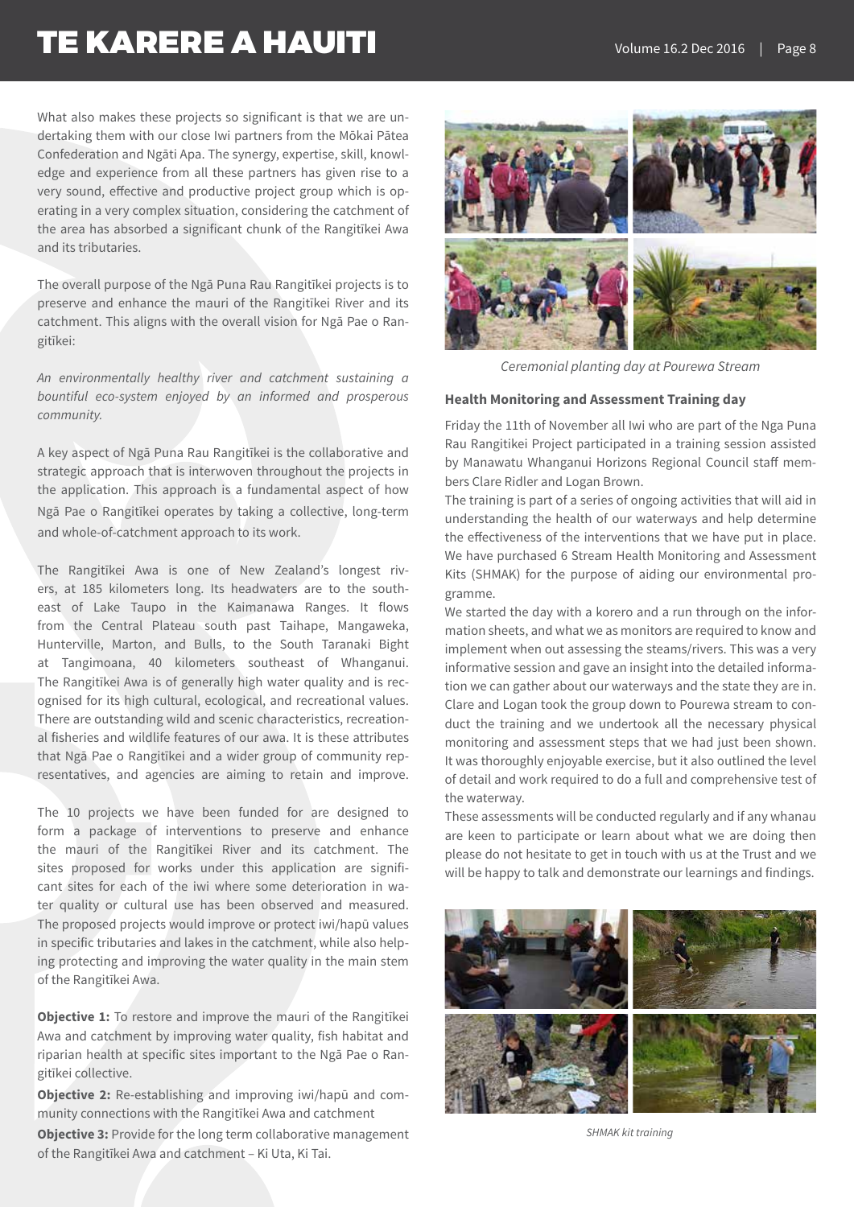What also makes these projects so significant is that we are undertaking them with our close Iwi partners from the Mōkai Pātea Confederation and Ngāti Apa. The synergy, expertise, skill, knowledge and experience from all these partners has given rise to a very sound, effective and productive project group which is operating in a very complex situation, considering the catchment of the area has absorbed a significant chunk of the Rangitīkei Awa and its tributaries.

The overall purpose of the Ngā Puna Rau Rangitīkei projects is to preserve and enhance the mauri of the Rangitīkei River and its catchment. This aligns with the overall vision for Ngā Pae o Rangitīkei:

*An environmentally healthy river and catchment sustaining a bountiful eco-system enjoyed by an informed and prosperous community.*

A key aspect of Ngā Puna Rau Rangitīkei is the collaborative and strategic approach that is interwoven throughout the projects in the application. This approach is a fundamental aspect of how Ngā Pae o Rangitīkei operates by taking a collective, long-term and whole-of-catchment approach to its work.

The Rangitīkei Awa is one of New Zealand's longest rivers, at 185 kilometers long. Its headwaters are to the south-east of Lake Taupo in the Kaimanawa Ranges. It flows from the Central Plateau south past Taihape, Mangaweka, Hunterville, Marton, and Bulls, to the South Taranaki Bight at Tangimoana, 40 kilometers southeast of Whanganui. The Rangitīkei Awa is of generally high water quality and is recognised for its high cultural, ecological, and recreational values. There are outstanding wild and scenic characteristics, recreational fisheries and wildlife features of our awa. It is these attributes that Ngā Pae o Rangitīkei and a wider group of community representatives, and agencies are aiming to retain and improve.

The 10 projects we have been funded for are designed to form a package of interventions to preserve and enhance the mauri of the Rangitīkei River and its catchment. The sites proposed for works under this application are significant sites for each of the iwi where some deterioration in water quality or cultural use has been observed and measured. The proposed projects would improve or protect iwi/hapū values in specific tributaries and lakes in the catchment, while also helping protecting and improving the water quality in the main stem of the Rangitīkei Awa.

**Objective 1:** To restore and improve the mauri of the Rangitīkei Awa and catchment by improving water quality, fish habitat and riparian health at specific sites important to the Ngā Pae o Rangitīkei collective.

**Objective 2:** Re-establishing and improving iwi/hapū and community connections with the Rangitīkei Awa and catchment

**Objective 3:** Provide for the long term collaborative management of the Rangitīkei Awa and catchment – Ki Uta, Ki Tai.

*Ceremonial planting day at Pourewa Stream*

### Health Monitoring and Assessment Training day

Friday the 11th of November all Iwi who are part of the Nga Puna Rau Rangitikei Project participated in a training session assisted by Manawatu Whanganui Horizons Regional Council staff members Clare Ridler and Logan Brown.

The training is part of a series of ongoing activities that will aid in understanding the health of our waterways and help determine the effectiveness of the interventions that we have put in place. We have purchased 6 Stream Health Monitoring and Assessment Kits (SHMAK) for the purpose of aiding our environmental programme.

We started the day with a korero and a run through on the information sheets, and what we as monitors are required to know and implement when out assessing the steams/rivers. This was a very informative session and gave an insight into the detailed information we can gather about our waterways and the state they are in. Clare and Logan took the group down to Pourewa stream to conduct the training and we undertook all the necessary physical monitoring and assessment steps that we had just been shown. It was thoroughly enjoyable exercise, but it also outlined the level of detail and work required to do a full and comprehensive test of the waterway.

These assessments will be conducted regularly and if any whanau are keen to participate or learn about what we are doing then please do not hesitate to get in touch with us at the Trust and we will be happy to talk and demonstrate our learnings and findings.

*SHMAK kit training*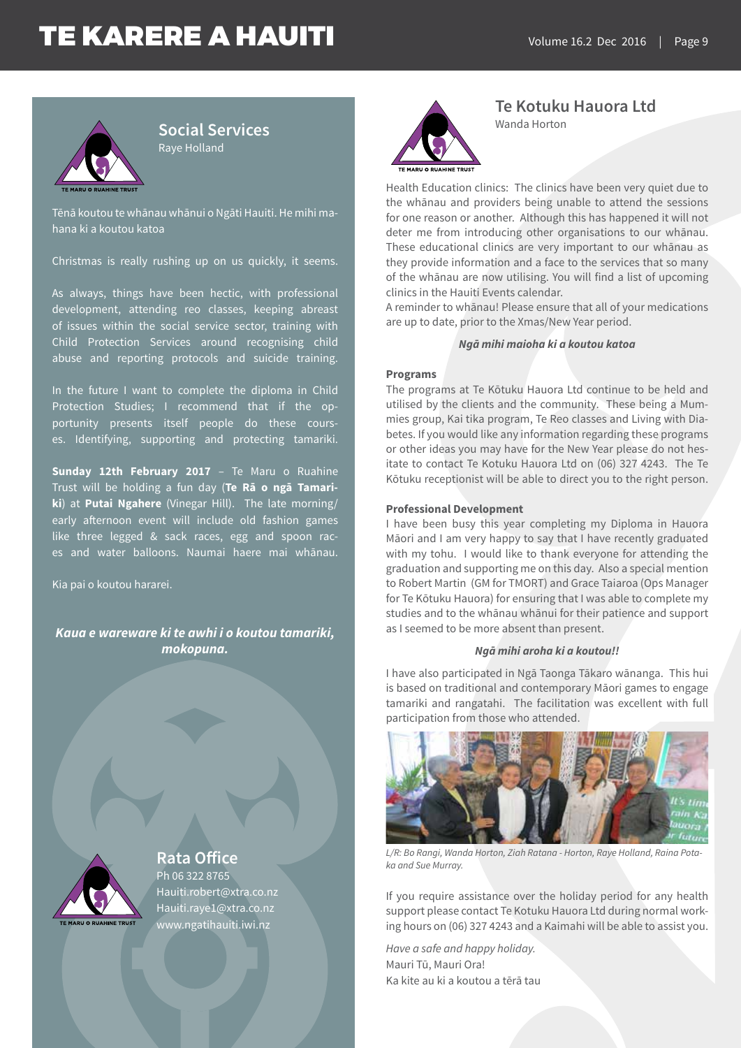## Social Services

Raye Holland

Tēnā koutou te whānau whānui o Ngāti Hauiti. He mihi mahana ki a koutou katoa

Christmas is really rushing up on us quickly, it seems.

As always, things have been hectic, with professional development, attending reo classes, keeping abreast of issues within the social service sector, training with Child Protection Services around recognising child abuse and reporting protocols and suicide training.

In the future I want to complete the diploma in Child Protection Studies; I recommend that if the opportunity presents itself people do these courses. Identifying, supporting and protecting tamariki.

**Sunday 12th February 2017** – Te Maru o Ruahine Trust will be holding a fun day (**Te Rā o ngā Tamariki**) at **Putai Ngahere** (Vinegar Hill). The late morning/early afternoon event will include old fashion games like three legged & sack races, egg and spoon races and water balloons. Naumai haere mai whānau.

Kia pai o koutou hararei.

***Kaua e wareware ki te awhi i o koutou tamariki, mokopuna.***

## Rata Office

Ph 06 322 8765
Hauiti.robert@xtra.co.nz
Hauiti.raye1@xtra.co.nz
www.ngatihauiti.iwi.nz

## Te Kotuku Hauora Ltd

Wanda Horton

Health Education clinics: The clinics have been very quiet due to the whānau and providers being unable to attend the sessions for one reason or another. Although this has happened it will not deter me from introducing other organisations to our whānau. These educational clinics are very important to our whānau as they provide information and a face to the services that so many of the whānau are now utilising. You will find a list of upcoming clinics in the Hauiti Events calendar.
A reminder to whānau! Please ensure that all of your medications are up to date, prior to the Xmas/New Year period.

***Ngā mihi maioha ki a koutou katoa***

**Programs**

The programs at Te Kōtuku Hauora Ltd continue to be held and utilised by the clients and the community. These being a Mummies group, Kai tika program, Te Reo classes and Living with Diabetes. If you would like any information regarding these programs or other ideas you may have for the New Year please do not hesitate to contact Te Kotuku Hauora Ltd on (06) 327 4243. The Te Kōtuku receptionist will be able to direct you to the right person.

**Professional Development**

I have been busy this year completing my Diploma in Hauora Māori and I am very happy to say that I have recently graduated with my tohu. I would like to thank everyone for attending the graduation and supporting me on this day. Also a special mention to Robert Martin (GM for TMORT) and Grace Taiaroa (Ops Manager for Te Kōtuku Hauora) for ensuring that I was able to complete my studies and to the whānau whānui for their patience and support as I seemed to be more absent than present.

***Ngā mihi aroha ki a koutou!!***

I have also participated in Ngā Taonga Tākaro wānanga. This hui is based on traditional and contemporary Māori games to engage tamariki and rangatahi. The facilitation was excellent with full participation from those who attended.

*L/R: Bo Rangi, Wanda Horton, Ziah Ratana - Horton, Raye Holland, Raina Potaka and Sue Murray.*

If you require assistance over the holiday period for any health support please contact Te Kotuku Hauora Ltd during normal working hours on (06) 327 4243 and a Kaimahi will be able to assist you.

*Have a safe and happy holiday.*
Mauri Tū, Mauri Ora!
Ka kite au ki a koutou a tērā tau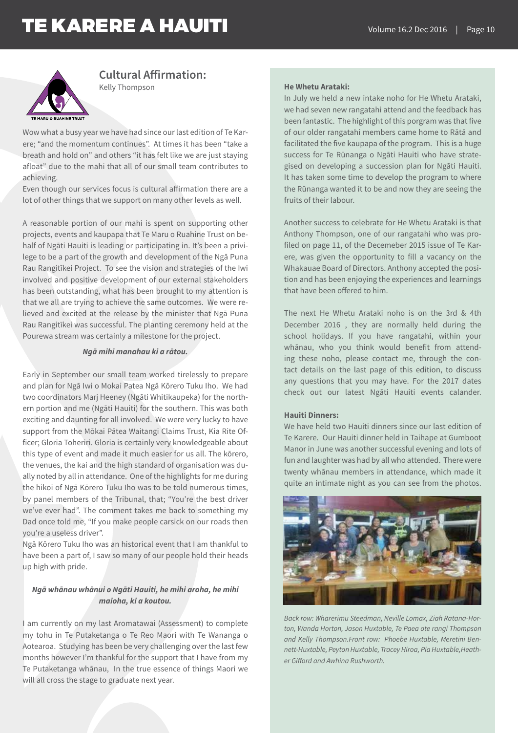## Cultural Affirmation:

Kelly Thompson

Wow what a busy year we have had since our last edition of Te Karere; "and the momentum continues". At times it has been "take a breath and hold on" and others "it has felt like we are just staying afloat" due to the mahi that all of our small team contributes to achieving.

Even though our services focus is cultural affirmation there are a lot of other things that we support on many other levels as well.

A reasonable portion of our mahi is spent on supporting other projects, events and kaupapa that Te Maru o Ruahine Trust on behalf of Ngāti Hauiti is leading or participating in. It's been a privilege to be a part of the growth and development of the Ngā Puna Rau Rangitīkei Project. To see the vision and strategies of the Iwi involved and positive development of our external stakeholders has been outstanding, what has been brought to my attention is that we all are trying to achieve the same outcomes. We were relieved and excited at the release by the minister that Ngā Puna Rau Rangitīkei was successful. The planting ceremony held at the Pourewa stream was certainly a milestone for the project.

***Ngā mihi manahau ki a rātou.***

Early in September our small team worked tirelessly to prepare and plan for Ngā Iwi o Mokai Patea Ngā Kōrero Tuku Iho. We had two coordinators Marj Heeney (Ngāti Whitikaupeka) for the northern portion and me (Ngāti Hauiti) for the southern. This was both exciting and daunting for all involved. We were very lucky to have support from the Mōkai Pātea Waitangi Claims Trust, Kia Rite Officer; Gloria Toheriri. Gloria is certainly very knowledgeable about this type of event and made it much easier for us all. The kōrero, the venues, the kai and the high standard of organisation was dually noted by all in attendance. One of the highlights for me during the hikoi of Ngā Kōrero Tuku Iho was to be told numerous times, by panel members of the Tribunal, that; "You're the best driver we've ever had". The comment takes me back to something my Dad once told me, "If you make people carsick on our roads then you're a useless driver".

Ngā Kōrero Tuku Iho was an historical event that I am thankful to have been a part of, I saw so many of our people hold their heads up high with pride.

***Ngā whānau whānui o Ngāti Hauiti, he mihi aroha, he mihi maioha, ki a koutou.***

I am currently on my last Aromatawai (Assessment) to complete my tohu in Te Putaketanga o Te Reo Maori with Te Wananga o Aotearoa. Studying has been be very challenging over the last few months however I'm thankful for the support that I have from my Te Putaketanga whānau, In the true essence of things Maori we will all cross the stage to graduate next year.

### He Whetu Arataki:

In July we held a new intake noho for He Whetu Arataki, we had seven new rangatahi attend and the feedback has been fantastic. The highlight of this porgram was that five of our older rangatahi members came home to Rātā and facilitated the five kaupapa of the program. This is a huge success for Te Rūnanga o Ngāti Hauiti who have strategised on developing a succession plan for Ngāti Hauiti. It has taken some time to develop the program to where the Rūnanga wanted it to be and now they are seeing the fruits of their labour.

Another success to celebrate for He Whetu Arataki is that Anthony Thompson, one of our rangatahi who was profiled on page 11, of the Decemeber 2015 issue of Te Karere, was given the opportunity to fill a vacancy on the Whakauae Board of Directors. Anthony accepted the position and has been enjoying the experiences and learnings that have been offered to him.

The next He Whetu Arataki noho is on the 3rd & 4th December 2016 , they are normally held during the school holidays. If you have rangatahi, within your whānau, who you think would benefit from attending these noho, please contact me, through the contact details on the last page of this edition, to discuss any questions that you may have. For the 2017 dates check out our latest Ngāti Hauiti events calander.

### Hauiti Dinners:

We have held two Hauiti dinners since our last edition of Te Karere. Our Hauiti dinner held in Taihape at Gumboot Manor in June was another successful evening and lots of fun and laughter was had by all who attended. There were twenty whānau members in attendance, which made it quite an intimate night as you can see from the photos.

*Back row: Wharerimu Steedman, Neville Lomax, Ziah Ratana-Horton, Wanda Horton, Jason Huxtable, Te Paea ote rangi Thompson and Kelly Thompson.Front row: Phoebe Huxtable, Meretini Bennett-Huxtable, Peyton Huxtable, Tracey Hiroa, Pia Huxtable,Heather Gifford and Awhina Rushworth.*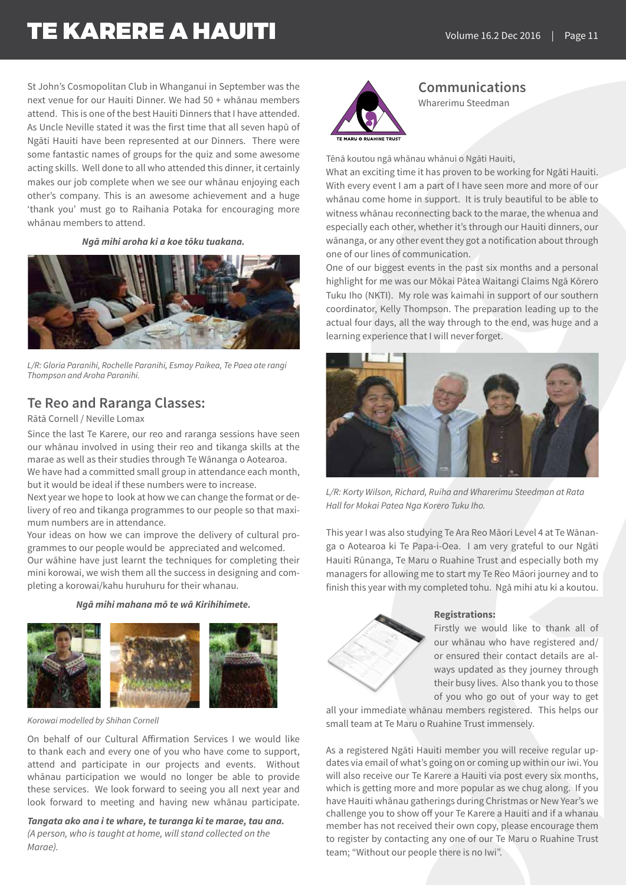St John's Cosmopolitan Club in Whanganui in September was the next venue for our Hauiti Dinner. We had 50 + whānau members attend. This is one of the best Hauiti Dinners that I have attended. As Uncle Neville stated it was the first time that all seven hapū of Ngāti Hauiti have been represented at our Dinners. There were some fantastic names of groups for the quiz and some awesome acting skills. Well done to all who attended this dinner, it certainly makes our job complete when we see our whānau enjoying each other's company. This is an awesome achievement and a huge 'thank you' must go to Raihania Potaka for encouraging more whānau members to attend.

***Ngā mihi aroha ki a koe tōku tuakana.***

*L/R: Gloria Paranihi, Rochelle Paranihi, Esmay Paikea, Te Paea ote rangi Thompson and Aroha Paranihi.*

## Te Reo and Raranga Classes:

Rātā Cornell / Neville Lomax

Since the last Te Karere, our reo and raranga sessions have seen our whānau involved in using their reo and tikanga skills at the marae as well as their studies through Te Wānanga o Aotearoa.

We have had a committed small group in attendance each month, but it would be ideal if these numbers were to increase.

Next year we hope to look at how we can change the format or delivery of reo and tikanga programmes to our people so that maximum numbers are in attendance.

Your ideas on how we can improve the delivery of cultural programmes to our people would be appreciated and welcomed.

Our wāhine have just learnt the techniques for completing their mini korowai, we wish them all the success in designing and completing a korowai/kahu huruhuru for their whanau.

***Ngā mihi mahana mō te wā Kirihihimete.***

*Korowai modelled by Shihan Cornell*

On behalf of our Cultural Affirmation Services I we would like to thank each and every one of you who have come to support, attend and participate in our projects and events. Without whānau participation we would no longer be able to provide these services. We look forward to seeing you all next year and look forward to meeting and having new whānau participate.

***Tangata ako ana i te whare, te turanga ki te marae, tau ana.***
*(A person, who is taught at home, will stand collected on the Marae).*

TE MARU O RUAHINE TRUST

## Communications

Wharerimu Steedman

Tēnā koutou ngā whānau whānui o Ngāti Hauiti,

What an exciting time it has proven to be working for Ngāti Hauiti. With every event I am a part of I have seen more and more of our whānau come home in support. It is truly beautiful to be able to witness whānau reconnecting back to the marae, the whenua and especially each other, whether it's through our Hauiti dinners, our wānanga, or any other event they got a notification about through one of our lines of communication.

One of our biggest events in the past six months and a personal highlight for me was our Mōkai Pātea Waitangi Claims Ngā Kōrero Tuku Iho (NKTI). My role was kaimahi in support of our southern coordinator, Kelly Thompson. The preparation leading up to the actual four days, all the way through to the end, was huge and a learning experience that I will never forget.

*L/R: Korty Wilson, Richard, Ruiha and Wharerimu Steedman at Rata Hall for Mokai Patea Nga Korero Tuku Iho.*

This year I was also studying Te Ara Reo Māori Level 4 at Te Wānanga o Aotearoa ki Te Papa-i-Oea. I am very grateful to our Ngāti Hauiti Rūnanga, Te Maru o Ruahine Trust and especially both my managers for allowing me to start my Te Reo Māori journey and to finish this year with my completed tohu. Ngā mihi atu ki a koutou.

**Registrations:**

Firstly we would like to thank all of our whānau who have registered and/or ensured their contact details are always updated as they journey through their busy lives. Also thank you to those of you who go out of your way to get all your immediate whānau members registered. This helps our small team at Te Maru o Ruahine Trust immensely.

As a registered Ngāti Hauiti member you will receive regular updates via email of what's going on or coming up within our iwi. You will also receive our Te Karere a Hauiti via post every six months, which is getting more and more popular as we chug along. If you have Hauiti whānau gatherings during Christmas or New Year's we challenge you to show off your Te Karere a Hauiti and if a whanau member has not received their own copy, please encourage them to register by contacting any one of our Te Maru o Ruahine Trust team; "Without our people there is no Iwi".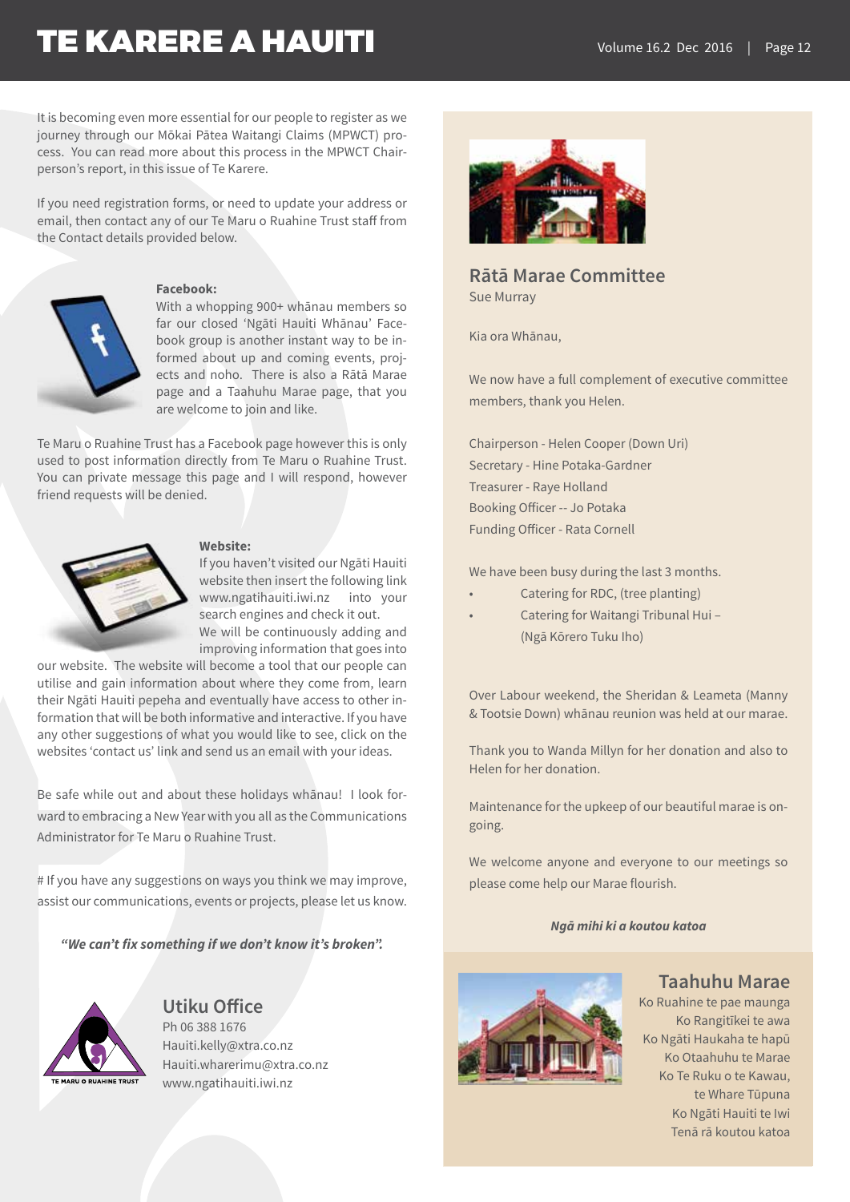It is becoming even more essential for our people to register as we journey through our Mōkai Pātea Waitangi Claims (MPWCT) process. You can read more about this process in the MPWCT Chairperson's report, in this issue of Te Karere.

If you need registration forms, or need to update your address or email, then contact any of our Te Maru o Ruahine Trust staff from the Contact details provided below.

**Facebook:**
With a whopping 900+ whānau members so far our closed 'Ngāti Hauiti Whānau' Facebook group is another instant way to be informed about up and coming events, projects and noho. There is also a Rātā Marae page and a Taahuhu Marae page, that you are welcome to join and like.

Te Maru o Ruahine Trust has a Facebook page however this is only used to post information directly from Te Maru o Ruahine Trust. You can private message this page and I will respond, however friend requests will be denied.

**Website:**
If you haven't visited our Ngāti Hauiti website then insert the following link www.ngatihauiti.iwi.nz into your search engines and check it out. We will be continuously adding and improving information that goes into our website. The website will become a tool that our people can utilise and gain information about where they come from, learn their Ngāti Hauiti pepeha and eventually have access to other information that will be both informative and interactive. If you have any other suggestions of what you would like to see, click on the websites 'contact us' link and send us an email with your ideas.

Be safe while out and about these holidays whānau! I look forward to embracing a New Year with you all as the Communications Administrator for Te Maru o Ruahine Trust.

# If you have any suggestions on ways you think we may improve, assist our communications, events or projects, please let us know.

***"We can't fix something if we don't know it's broken".***

## Utiku Office

Ph 06 388 1676
Hauiti.kelly@xtra.co.nz
Hauiti.wharerimu@xtra.co.nz
www.ngatihauiti.iwi.nz

## Rātā Marae Committee

Sue Murray

Kia ora Whānau,

We now have a full complement of executive committee members, thank you Helen.

Chairperson - Helen Cooper (Down Uri)
Secretary - Hine Potaka-Gardner
Treasurer - Raye Holland
Booking Officer -- Jo Potaka
Funding Officer - Rata Cornell

We have been busy during the last 3 months.

- Catering for RDC, (tree planting)
- Catering for Waitangi Tribunal Hui – (Ngā Kōrero Tuku Iho)

Over Labour weekend, the Sheridan & Leameta (Manny & Tootsie Down) whānau reunion was held at our marae.

Thank you to Wanda Millyn for her donation and also to Helen for her donation.

Maintenance for the upkeep of our beautiful marae is ongoing.

We welcome anyone and everyone to our meetings so please come help our Marae flourish.

***Ngā mihi ki a koutou katoa***

## Taahuhu Marae

Ko Ruahine te pae maunga
Ko Rangitīkei te awa
Ko Ngāti Haukaha te hapū
Ko Otaahuhu te Marae
Ko Te Ruku o te Kawau,
te Whare Tūpuna
Ko Ngāti Hauiti te Iwi
Tenā rā koutou katoa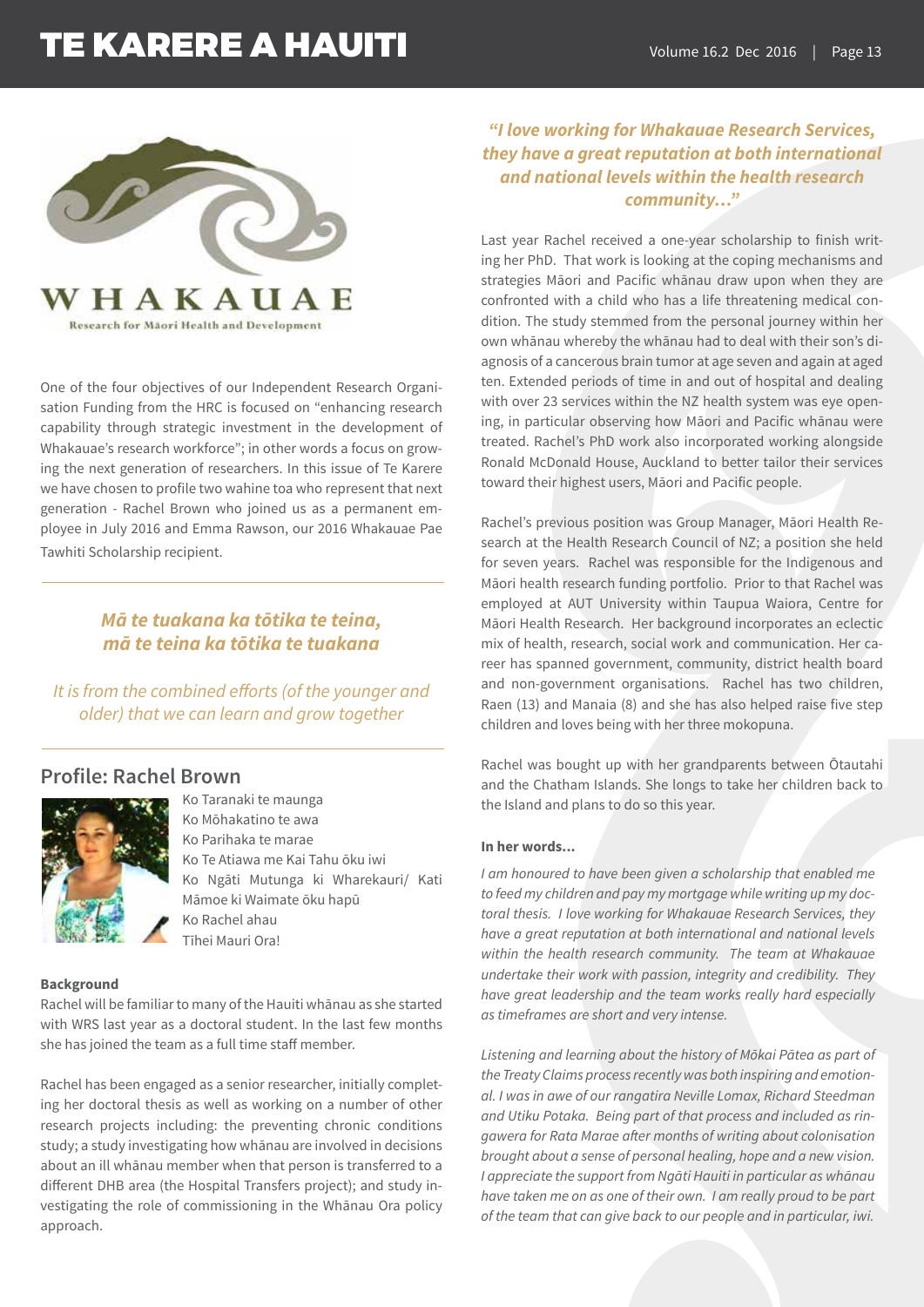WHAKAUAE

Research for Māori Health and Development

One of the four objectives of our Independent Research Organisation Funding from the HRC is focused on "enhancing research capability through strategic investment in the development of Whakauae's research workforce"; in other words a focus on growing the next generation of researchers. In this issue of Te Karere we have chosen to profile two wahine toa who represent that next generation - Rachel Brown who joined us as a permanent employee in July 2016 and Emma Rawson, our 2016 Whakauae Pae Tawhiti Scholarship recipient.

***Mā te tuakana ka tōtika te teina,***
***mā te teina ka tōtika te tuakana***

*It is from the combined efforts (of the younger and older) that we can learn and grow together*

## Profile: Rachel Brown

Ko Taranaki te maunga
Ko Mōhakatino te awa
Ko Parihaka te marae
Ko Te Atiawa me Kai Tahu ōku iwi
Ko Ngāti Mutunga ki Wharekauri/ Kati Māmoe ki Waimate ōku hapū
Ko Rachel ahau
Tīhei Mauri Ora!

**Background**

Rachel will be familiar to many of the Hauiti whānau as she started with WRS last year as a doctoral student. In the last few months she has joined the team as a full time staff member.

Rachel has been engaged as a senior researcher, initially completing her doctoral thesis as well as working on a number of other research projects including: the preventing chronic conditions study; a study investigating how whānau are involved in decisions about an ill whānau member when that person is transferred to a different DHB area (the Hospital Transfers project); and study investigating the role of commissioning in the Whānau Ora policy approach.

***"I love working for Whakauae Research Services, they have a great reputation at both international and national levels within the health research community..."***

Last year Rachel received a one-year scholarship to finish writing her PhD. That work is looking at the coping mechanisms and strategies Māori and Pacific whānau draw upon when they are confronted with a child who has a life threatening medical condition. The study stemmed from the personal journey within her own whānau whereby the whānau had to deal with their son's diagnosis of a cancerous brain tumor at age seven and again at aged ten. Extended periods of time in and out of hospital and dealing with over 23 services within the NZ health system was eye opening, in particular observing how Māori and Pacific whānau were treated. Rachel's PhD work also incorporated working alongside Ronald McDonald House, Auckland to better tailor their services toward their highest users, Māori and Pacific people.

Rachel's previous position was Group Manager, Māori Health Research at the Health Research Council of NZ; a position she held for seven years. Rachel was responsible for the Indigenous and Māori health research funding portfolio. Prior to that Rachel was employed at AUT University within Taupua Waiora, Centre for Māori Health Research. Her background incorporates an eclectic mix of health, research, social work and communication. Her career has spanned government, community, district health board and non-government organisations. Rachel has two children, Raen (13) and Manaia (8) and she has also helped raise five step children and loves being with her three mokopuna.

Rachel was bought up with her grandparents between Ōtautahi and the Chatham Islands. She longs to take her children back to the Island and plans to do so this year.

**In her words...**

*I am honoured to have been given a scholarship that enabled me to feed my children and pay my mortgage while writing up my doctoral thesis. I love working for Whakauae Research Services, they have a great reputation at both international and national levels within the health research community. The team at Whakauae undertake their work with passion, integrity and credibility. They have great leadership and the team works really hard especially as timeframes are short and very intense.*

*Listening and learning about the history of Mōkai Pātea as part of the Treaty Claims process recently was both inspiring and emotional. I was in awe of our rangatira Neville Lomax, Richard Steedman and Utiku Potaka. Being part of that process and included as ringawera for Rata Marae after months of writing about colonisation brought about a sense of personal healing, hope and a new vision. I appreciate the support from Ngāti Hauiti in particular as whānau have taken me on as one of their own. I am really proud to be part of the team that can give back to our people and in particular, iwi.*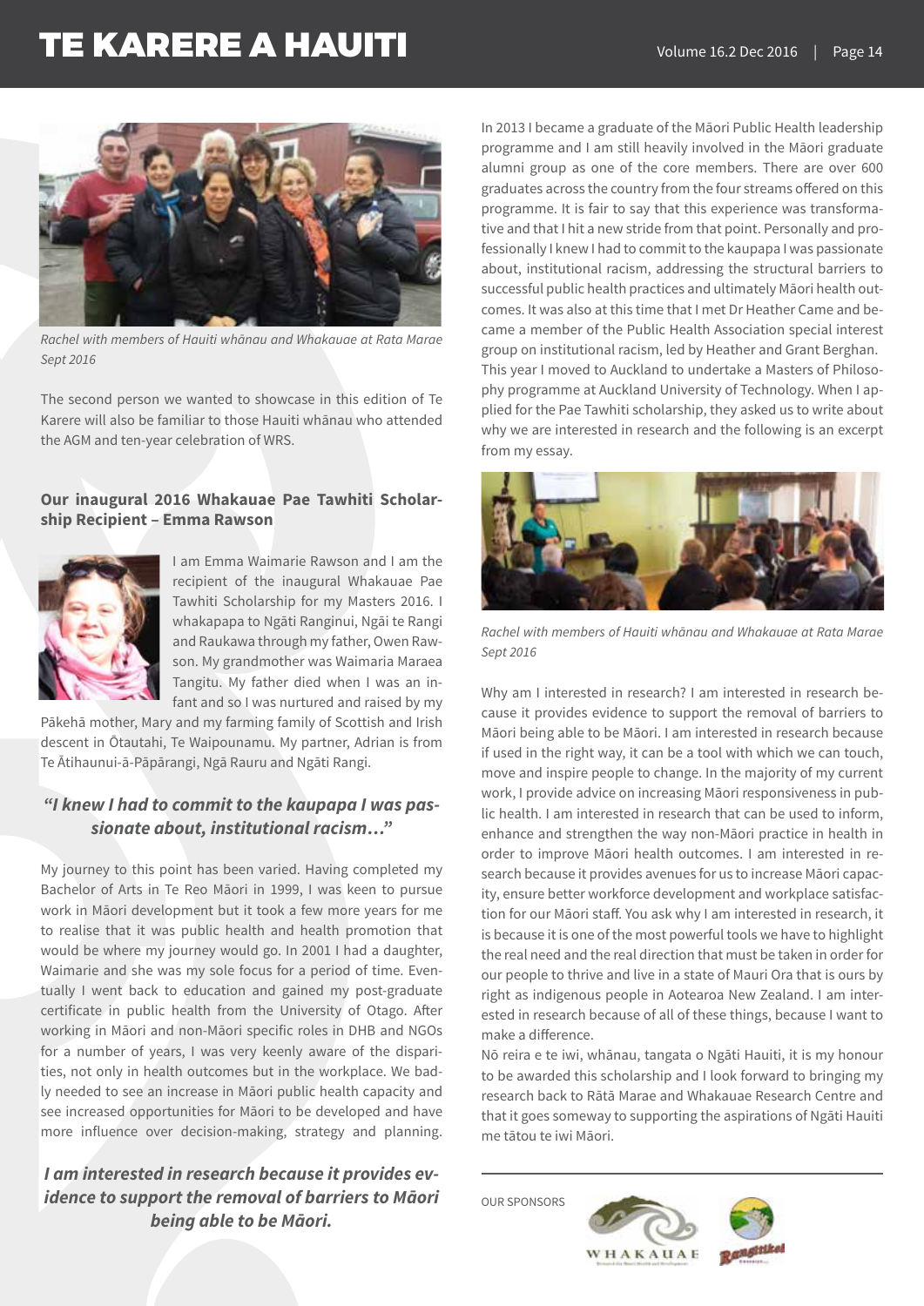Rachel with members of Hauiti whānau and Whakauae at Rata Marae Sept 2016

The second person we wanted to showcase in this edition of Te Karere will also be familiar to those Hauiti whānau who attended the AGM and ten-year celebration of WRS.

### Our inaugural 2016 Whakauae Pae Tawhiti Scholarship Recipient – Emma Rawson

I am Emma Waimarie Rawson and I am the recipient of the inaugural Whakauae Pae Tawhiti Scholarship for my Masters 2016. I whakapapa to Ngāti Ranginui, Ngāi te Rangi and Raukawa through my father, Owen Rawson. My grandmother was Waimaria Maraea Tangitu. My father died when I was an infant and so I was nurtured and raised by my Pākehā mother, Mary and my farming family of Scottish and Irish descent in Ōtautahi, Te Waipounamu. My partner, Adrian is from Te Ātihaunui-ā-Pāpārangi, Ngā Rauru and Ngāti Rangi.

***"I knew I had to commit to the kaupapa I was passionate about, institutional racism…"***

My journey to this point has been varied. Having completed my Bachelor of Arts in Te Reo Māori in 1999, I was keen to pursue work in Māori development but it took a few more years for me to realise that it was public health and health promotion that would be where my journey would go. In 2001 I had a daughter, Waimarie and she was my sole focus for a period of time. Eventually I went back to education and gained my post-graduate certificate in public health from the University of Otago. After working in Māori and non-Māori specific roles in DHB and NGOs for a number of years, I was very keenly aware of the disparities, not only in health outcomes but in the workplace. We badly needed to see an increase in Māori public health capacity and see increased opportunities for Māori to be developed and have more influence over decision-making, strategy and planning.

***I am interested in research because it provides evidence to support the removal of barriers to Māori being able to be Māori.***

In 2013 I became a graduate of the Māori Public Health leadership programme and I am still heavily involved in the Māori graduate alumni group as one of the core members. There are over 600 graduates across the country from the four streams offered on this programme. It is fair to say that this experience was transformative and that I hit a new stride from that point. Personally and professionally I knew I had to commit to the kaupapa I was passionate about, institutional racism, addressing the structural barriers to successful public health practices and ultimately Māori health outcomes. It was also at this time that I met Dr Heather Came and became a member of the Public Health Association special interest group on institutional racism, led by Heather and Grant Berghan.
This year I moved to Auckland to undertake a Masters of Philosophy programme at Auckland University of Technology. When I applied for the Pae Tawhiti scholarship, they asked us to write about why we are interested in research and the following is an excerpt from my essay.

Rachel with members of Hauiti whānau and Whakauae at Rata Marae Sept 2016

Why am I interested in research? I am interested in research because it provides evidence to support the removal of barriers to Māori being able to be Māori. I am interested in research because if used in the right way, it can be a tool with which we can touch, move and inspire people to change. In the majority of my current work, I provide advice on increasing Māori responsiveness in public health. I am interested in research that can be used to inform, enhance and strengthen the way non-Māori practice in health in order to improve Māori health outcomes. I am interested in research because it provides avenues for us to increase Māori capacity, ensure better workforce development and workplace satisfaction for our Māori staff. You ask why I am interested in research, it is because it is one of the most powerful tools we have to highlight the real need and the real direction that must be taken in order for our people to thrive and live in a state of Mauri Ora that is ours by right as indigenous people in Aotearoa New Zealand. I am interested in research because of all of these things, because I want to make a difference.
Nō reira e te iwi, whānau, tangata o Ngāti Hauiti, it is my honour to be awarded this scholarship and I look forward to bringing my research back to Rātā Marae and Whakauae Research Centre and that it goes someway to supporting the aspirations of Ngāti Hauiti me tātou te iwi Māori.

OUR SPONSORS